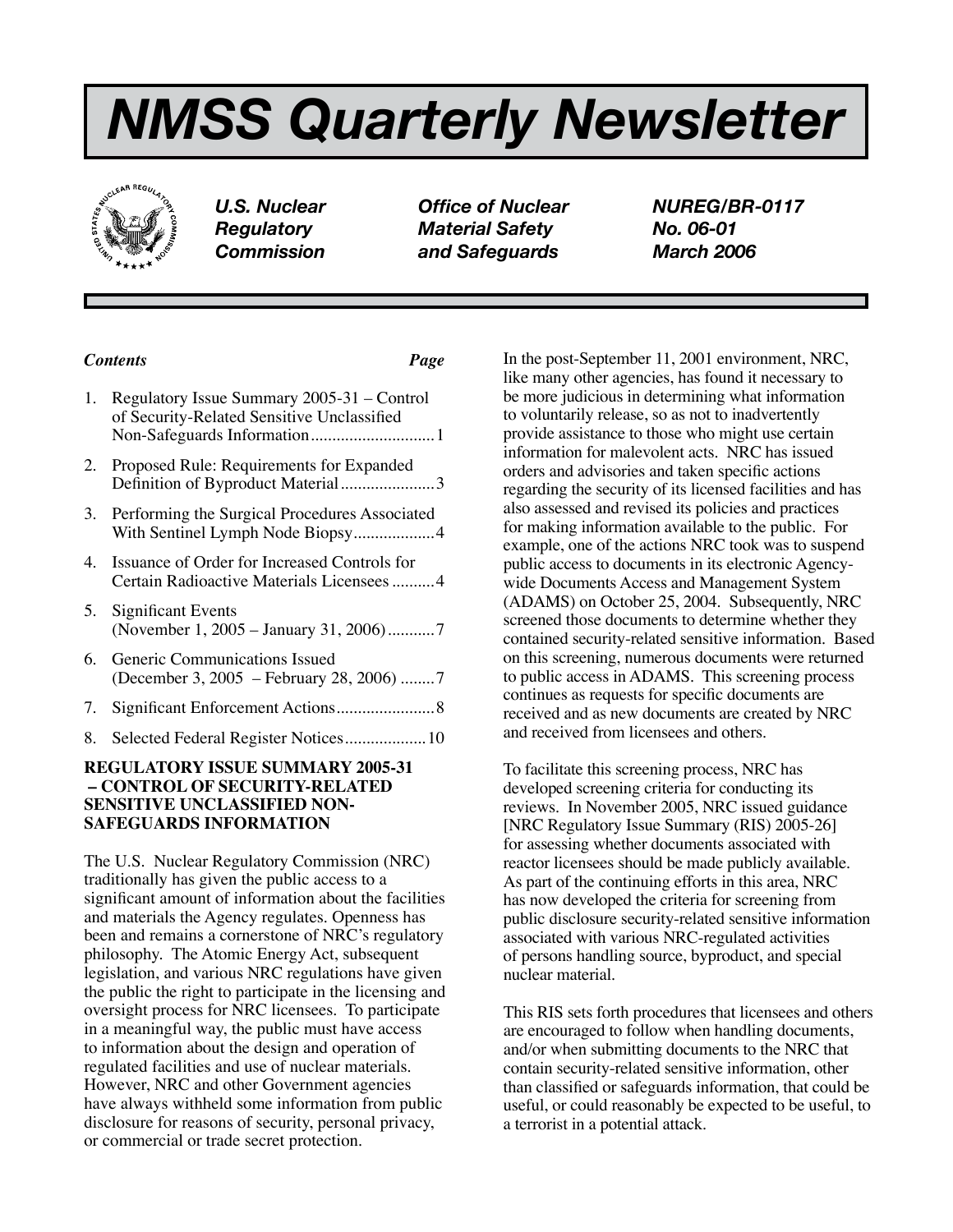# NMSS Quarterly Newsletter

***U.S. Nuclear Regulatory Commission***

***Office of Nuclear Material Safety and Safeguards***

***NUREG/BR-0117***
***No. 06-01***
***March 2006***

***Contents*** ***Page***

1. Regulatory Issue Summary 2005-31 – Control of Security-Related Sensitive Unclassified Non-Safeguards Information............................1
2. Proposed Rule: Requirements for Expanded Definition of Byproduct Material.....................3
3. Performing the Surgical Procedures Associated With Sentinel Lymph Node Biopsy..................4
4. Issuance of Order for Increased Controls for Certain Radioactive Materials Licensees..........4
5. Significant Events (November 1, 2005 – January 31, 2006)...........7
6. Generic Communications Issued (December 3, 2005 – February 28, 2006) ........7
7. Significant Enforcement Actions......................8
8. Selected Federal Register Notices..................10

## REGULATORY ISSUE SUMMARY 2005-31 – CONTROL OF SECURITY-RELATED SENSITIVE UNCLASSIFIED NON-SAFEGUARDS INFORMATION

The U.S. Nuclear Regulatory Commission (NRC) traditionally has given the public access to a significant amount of information about the facilities and materials the Agency regulates. Openness has been and remains a cornerstone of NRC's regulatory philosophy. The Atomic Energy Act, subsequent legislation, and various NRC regulations have given the public the right to participate in the licensing and oversight process for NRC licensees. To participate in a meaningful way, the public must have access to information about the design and operation of regulated facilities and use of nuclear materials. However, NRC and other Government agencies have always withheld some information from public disclosure for reasons of security, personal privacy, or commercial or trade secret protection.

In the post-September 11, 2001 environment, NRC, like many other agencies, has found it necessary to be more judicious in determining what information to voluntarily release, so as not to inadvertently provide assistance to those who might use certain information for malevolent acts. NRC has issued orders and advisories and taken specific actions regarding the security of its licensed facilities and has also assessed and revised its policies and practices for making information available to the public. For example, one of the actions NRC took was to suspend public access to documents in its electronic Agency-wide Documents Access and Management System (ADAMS) on October 25, 2004. Subsequently, NRC screened those documents to determine whether they contained security-related sensitive information. Based on this screening, numerous documents were returned to public access in ADAMS. This screening process continues as requests for specific documents are received and as new documents are created by NRC and received from licensees and others.

To facilitate this screening process, NRC has developed screening criteria for conducting its reviews. In November 2005, NRC issued guidance [NRC Regulatory Issue Summary (RIS) 2005-26] for assessing whether documents associated with reactor licensees should be made publicly available. As part of the continuing efforts in this area, NRC has now developed the criteria for screening from public disclosure security-related sensitive information associated with various NRC-regulated activities of persons handling source, byproduct, and special nuclear material.

This RIS sets forth procedures that licensees and others are encouraged to follow when handling documents, and/or when submitting documents to the NRC that contain security-related sensitive information, other than classified or safeguards information, that could be useful, or could reasonably be expected to be useful, to a terrorist in a potential attack.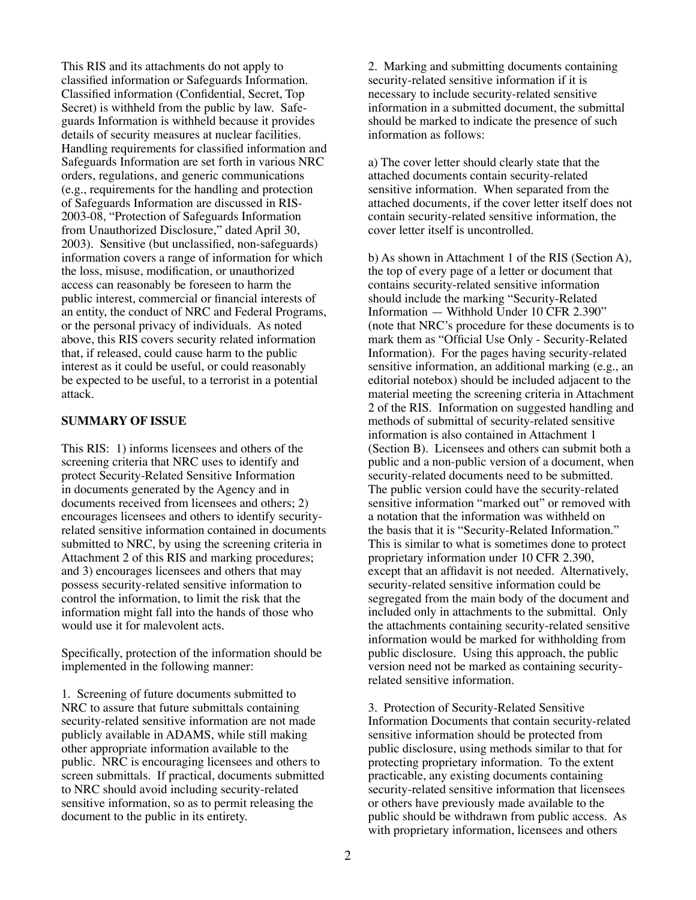This RIS and its attachments do not apply to classified information or Safeguards Information. Classified information (Confidential, Secret, Top Secret) is withheld from the public by law. Safeguards Information is withheld because it provides details of security measures at nuclear facilities. Handling requirements for classified information and Safeguards Information are set forth in various NRC orders, regulations, and generic communications (e.g., requirements for the handling and protection of Safeguards Information are discussed in RIS-2003-08, "Protection of Safeguards Information from Unauthorized Disclosure," dated April 30, 2003). Sensitive (but unclassified, non-safeguards) information covers a range of information for which the loss, misuse, modification, or unauthorized access can reasonably be foreseen to harm the public interest, commercial or financial interests of an entity, the conduct of NRC and Federal Programs, or the personal privacy of individuals. As noted above, this RIS covers security related information that, if released, could cause harm to the public interest as it could be useful, or could reasonably be expected to be useful, to a terrorist in a potential attack.

**SUMMARY OF ISSUE**

This RIS: 1) informs licensees and others of the screening criteria that NRC uses to identify and protect Security-Related Sensitive Information in documents generated by the Agency and in documents received from licensees and others; 2) encourages licensees and others to identify security-related sensitive information contained in documents submitted to NRC, by using the screening criteria in Attachment 2 of this RIS and marking procedures; and 3) encourages licensees and others that may possess security-related sensitive information to control the information, to limit the risk that the information might fall into the hands of those who would use it for malevolent acts.

Specifically, protection of the information should be implemented in the following manner:

1. Screening of future documents submitted to NRC to assure that future submittals containing security-related sensitive information are not made publicly available in ADAMS, while still making other appropriate information available to the public. NRC is encouraging licensees and others to screen submittals. If practical, documents submitted to NRC should avoid including security-related sensitive information, so as to permit releasing the document to the public in its entirety.

2. Marking and submitting documents containing security-related sensitive information if it is necessary to include security-related sensitive information in a submitted document, the submittal should be marked to indicate the presence of such information as follows:

a) The cover letter should clearly state that the attached documents contain security-related sensitive information. When separated from the attached documents, if the cover letter itself does not contain security-related sensitive information, the cover letter itself is uncontrolled.

b) As shown in Attachment 1 of the RIS (Section A), the top of every page of a letter or document that contains security-related sensitive information should include the marking "Security-Related Information — Withhold Under 10 CFR 2.390" (note that NRC's procedure for these documents is to mark them as "Official Use Only - Security-Related Information). For the pages having security-related sensitive information, an additional marking (e.g., an editorial notebox) should be included adjacent to the material meeting the screening criteria in Attachment 2 of the RIS. Information on suggested handling and methods of submittal of security-related sensitive information is also contained in Attachment 1 (Section B). Licensees and others can submit both a public and a non-public version of a document, when security-related documents need to be submitted. The public version could have the security-related sensitive information "marked out" or removed with a notation that the information was withheld on the basis that it is "Security-Related Information." This is similar to what is sometimes done to protect proprietary information under 10 CFR 2.390, except that an affidavit is not needed. Alternatively, security-related sensitive information could be segregated from the main body of the document and included only in attachments to the submittal. Only the attachments containing security-related sensitive information would be marked for withholding from public disclosure. Using this approach, the public version need not be marked as containing security-related sensitive information.

3. Protection of Security-Related Sensitive Information Documents that contain security-related sensitive information should be protected from public disclosure, using methods similar to that for protecting proprietary information. To the extent practicable, any existing documents containing security-related sensitive information that licensees or others have previously made available to the public should be withdrawn from public access. As with proprietary information, licensees and others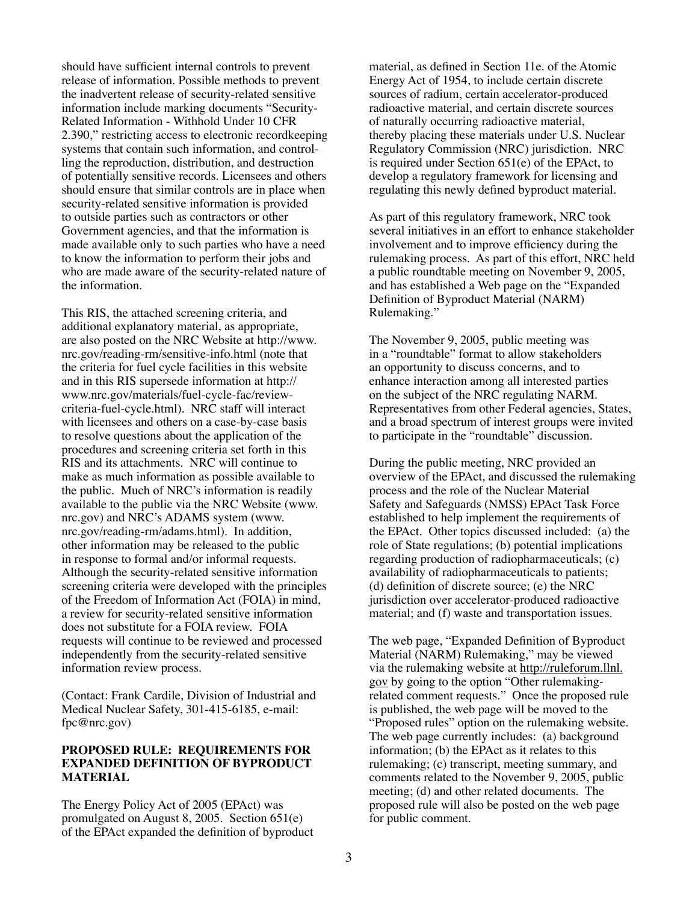should have sufficient internal controls to prevent release of information. Possible methods to prevent the inadvertent release of security-related sensitive information include marking documents "Security-Related Information - Withhold Under 10 CFR 2.390," restricting access to electronic recordkeeping systems that contain such information, and controlling the reproduction, distribution, and destruction of potentially sensitive records. Licensees and others should ensure that similar controls are in place when security-related sensitive information is provided to outside parties such as contractors or other Government agencies, and that the information is made available only to such parties who have a need to know the information to perform their jobs and who are made aware of the security-related nature of the information.

This RIS, the attached screening criteria, and additional explanatory material, as appropriate, are also posted on the NRC Website at http://www.nrc.gov/reading-rm/sensitive-info.html (note that the criteria for fuel cycle facilities in this website and in this RIS supersede information at http://www.nrc.gov/materials/fuel-cycle-fac/review-criteria-fuel-cycle.html). NRC staff will interact with licensees and others on a case-by-case basis to resolve questions about the application of the procedures and screening criteria set forth in this RIS and its attachments. NRC will continue to make as much information as possible available to the public. Much of NRC's information is readily available to the public via the NRC Website (www.nrc.gov) and NRC's ADAMS system (www.nrc.gov/reading-rm/adams.html). In addition, other information may be released to the public in response to formal and/or informal requests. Although the security-related sensitive information screening criteria were developed with the principles of the Freedom of Information Act (FOIA) in mind, a review for security-related sensitive information does not substitute for a FOIA review. FOIA requests will continue to be reviewed and processed independently from the security-related sensitive information review process.

(Contact: Frank Cardile, Division of Industrial and Medical Nuclear Safety, 301-415-6185, e-mail: fpc@nrc.gov)

**PROPOSED RULE: REQUIREMENTS FOR EXPANDED DEFINITION OF BYPRODUCT MATERIAL**

The Energy Policy Act of 2005 (EPAct) was promulgated on August 8, 2005. Section 651(e) of the EPAct expanded the definition of byproduct material, as defined in Section 11e. of the Atomic Energy Act of 1954, to include certain discrete sources of radium, certain accelerator-produced radioactive material, and certain discrete sources of naturally occurring radioactive material, thereby placing these materials under U.S. Nuclear Regulatory Commission (NRC) jurisdiction. NRC is required under Section 651(e) of the EPAct, to develop a regulatory framework for licensing and regulating this newly defined byproduct material.

As part of this regulatory framework, NRC took several initiatives in an effort to enhance stakeholder involvement and to improve efficiency during the rulemaking process. As part of this effort, NRC held a public roundtable meeting on November 9, 2005, and has established a Web page on the "Expanded Definition of Byproduct Material (NARM) Rulemaking."

The November 9, 2005, public meeting was in a "roundtable" format to allow stakeholders an opportunity to discuss concerns, and to enhance interaction among all interested parties on the subject of the NRC regulating NARM. Representatives from other Federal agencies, States, and a broad spectrum of interest groups were invited to participate in the "roundtable" discussion.

During the public meeting, NRC provided an overview of the EPAct, and discussed the rulemaking process and the role of the Nuclear Material Safety and Safeguards (NMSS) EPAct Task Force established to help implement the requirements of the EPAct. Other topics discussed included: (a) the role of State regulations; (b) potential implications regarding production of radiopharmaceuticals; (c) availability of radiopharmaceuticals to patients; (d) definition of discrete source; (e) the NRC jurisdiction over accelerator-produced radioactive material; and (f) waste and transportation issues.

The web page, "Expanded Definition of Byproduct Material (NARM) Rulemaking," may be viewed via the rulemaking website at http://ruleforum.llnl.gov by going to the option "Other rulemaking-related comment requests." Once the proposed rule is published, the web page will be moved to the "Proposed rules" option on the rulemaking website. The web page currently includes: (a) background information; (b) the EPAct as it relates to this rulemaking; (c) transcript, meeting summary, and comments related to the November 9, 2005, public meeting; (d) and other related documents. The proposed rule will also be posted on the web page for public comment.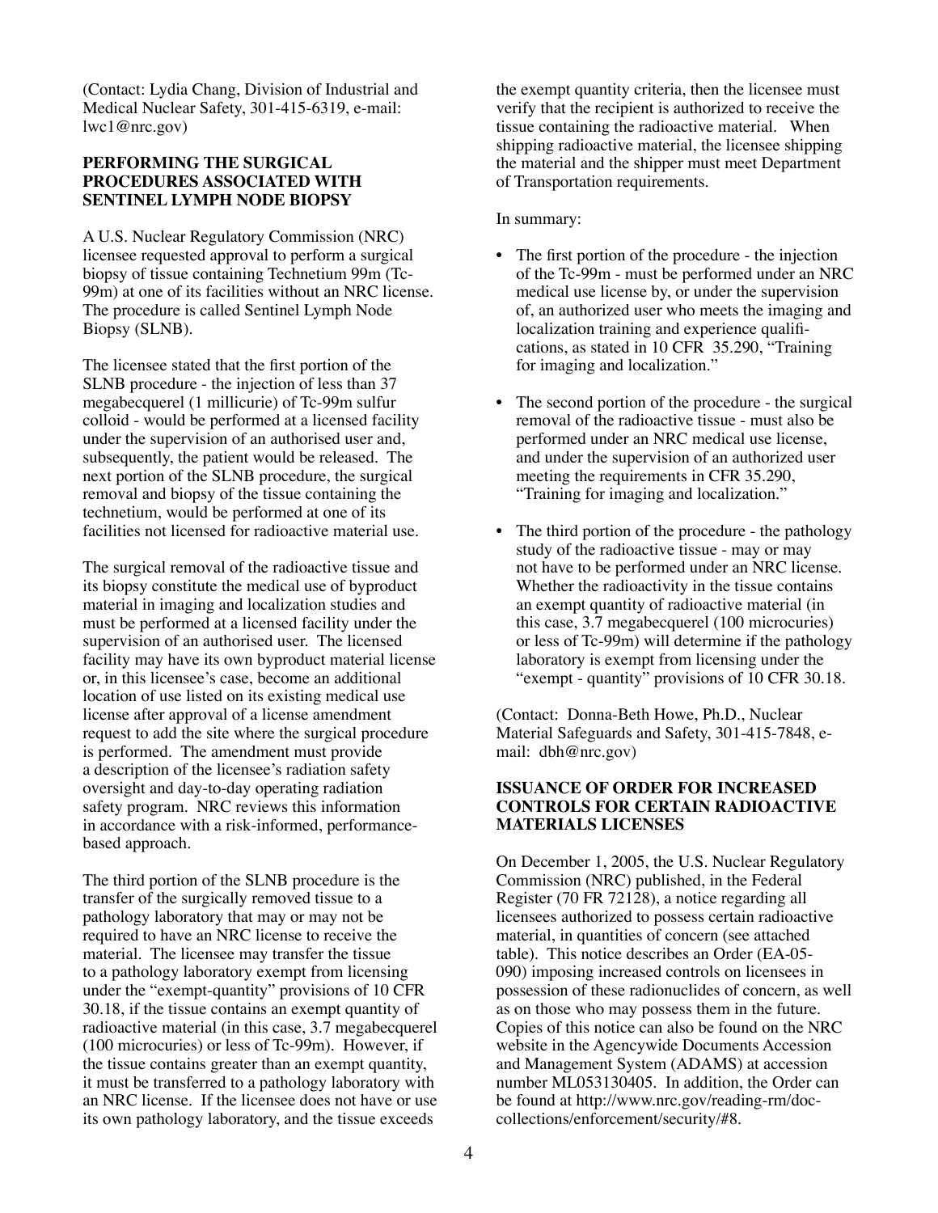(Contact: Lydia Chang, Division of Industrial and Medical Nuclear Safety, 301-415-6319, e-mail: lwc1@nrc.gov)

### PERFORMING THE SURGICAL PROCEDURES ASSOCIATED WITH SENTINEL LYMPH NODE BIOPSY

A U.S. Nuclear Regulatory Commission (NRC) licensee requested approval to perform a surgical biopsy of tissue containing Technetium 99m (Tc-99m) at one of its facilities without an NRC license. The procedure is called Sentinel Lymph Node Biopsy (SLNB).

The licensee stated that the first portion of the SLNB procedure - the injection of less than 37 megabecquerel (1 millicurie) of Tc-99m sulfur colloid - would be performed at a licensed facility under the supervision of an authorised user and, subsequently, the patient would be released. The next portion of the SLNB procedure, the surgical removal and biopsy of the tissue containing the technetium, would be performed at one of its facilities not licensed for radioactive material use.

The surgical removal of the radioactive tissue and its biopsy constitute the medical use of byproduct material in imaging and localization studies and must be performed at a licensed facility under the supervision of an authorised user. The licensed facility may have its own byproduct material license or, in this licensee's case, become an additional location of use listed on its existing medical use license after approval of a license amendment request to add the site where the surgical procedure is performed. The amendment must provide a description of the licensee's radiation safety oversight and day-to-day operating radiation safety program. NRC reviews this information in accordance with a risk-informed, performance-based approach.

The third portion of the SLNB procedure is the transfer of the surgically removed tissue to a pathology laboratory that may or may not be required to have an NRC license to receive the material. The licensee may transfer the tissue to a pathology laboratory exempt from licensing under the "exempt-quantity" provisions of 10 CFR 30.18, if the tissue contains an exempt quantity of radioactive material (in this case, 3.7 megabecquerel (100 microcuries) or less of Tc-99m). However, if the tissue contains greater than an exempt quantity, it must be transferred to a pathology laboratory with an NRC license. If the licensee does not have or use its own pathology laboratory, and the tissue exceeds the exempt quantity criteria, then the licensee must verify that the recipient is authorized to receive the tissue containing the radioactive material. When shipping radioactive material, the licensee shipping the material and the shipper must meet Department of Transportation requirements.

In summary:

- The first portion of the procedure - the injection of the Tc-99m - must be performed under an NRC medical use license by, or under the supervision of, an authorized user who meets the imaging and localization training and experience qualifications, as stated in 10 CFR 35.290, "Training for imaging and localization."
- The second portion of the procedure - the surgical removal of the radioactive tissue - must also be performed under an NRC medical use license, and under the supervision of an authorized user meeting the requirements in CFR 35.290, "Training for imaging and localization."
- The third portion of the procedure - the pathology study of the radioactive tissue - may or may not have to be performed under an NRC license. Whether the radioactivity in the tissue contains an exempt quantity of radioactive material (in this case, 3.7 megabecquerel (100 microcuries) or less of Tc-99m) will determine if the pathology laboratory is exempt from licensing under the "exempt - quantity" provisions of 10 CFR 30.18.

(Contact: Donna-Beth Howe, Ph.D., Nuclear Material Safeguards and Safety, 301-415-7848, e-mail: dbh@nrc.gov)

### ISSUANCE OF ORDER FOR INCREASED CONTROLS FOR CERTAIN RADIOACTIVE MATERIALS LICENSES

On December 1, 2005, the U.S. Nuclear Regulatory Commission (NRC) published, in the Federal Register (70 FR 72128), a notice regarding all licensees authorized to possess certain radioactive material, in quantities of concern (see attached table). This notice describes an Order (EA-05-090) imposing increased controls on licensees in possession of these radionuclides of concern, as well as on those who may possess them in the future. Copies of this notice can also be found on the NRC website in the Agencywide Documents Accession and Management System (ADAMS) at accession number ML053130405. In addition, the Order can be found at http://www.nrc.gov/reading-rm/doc-collections/enforcement/security/#8.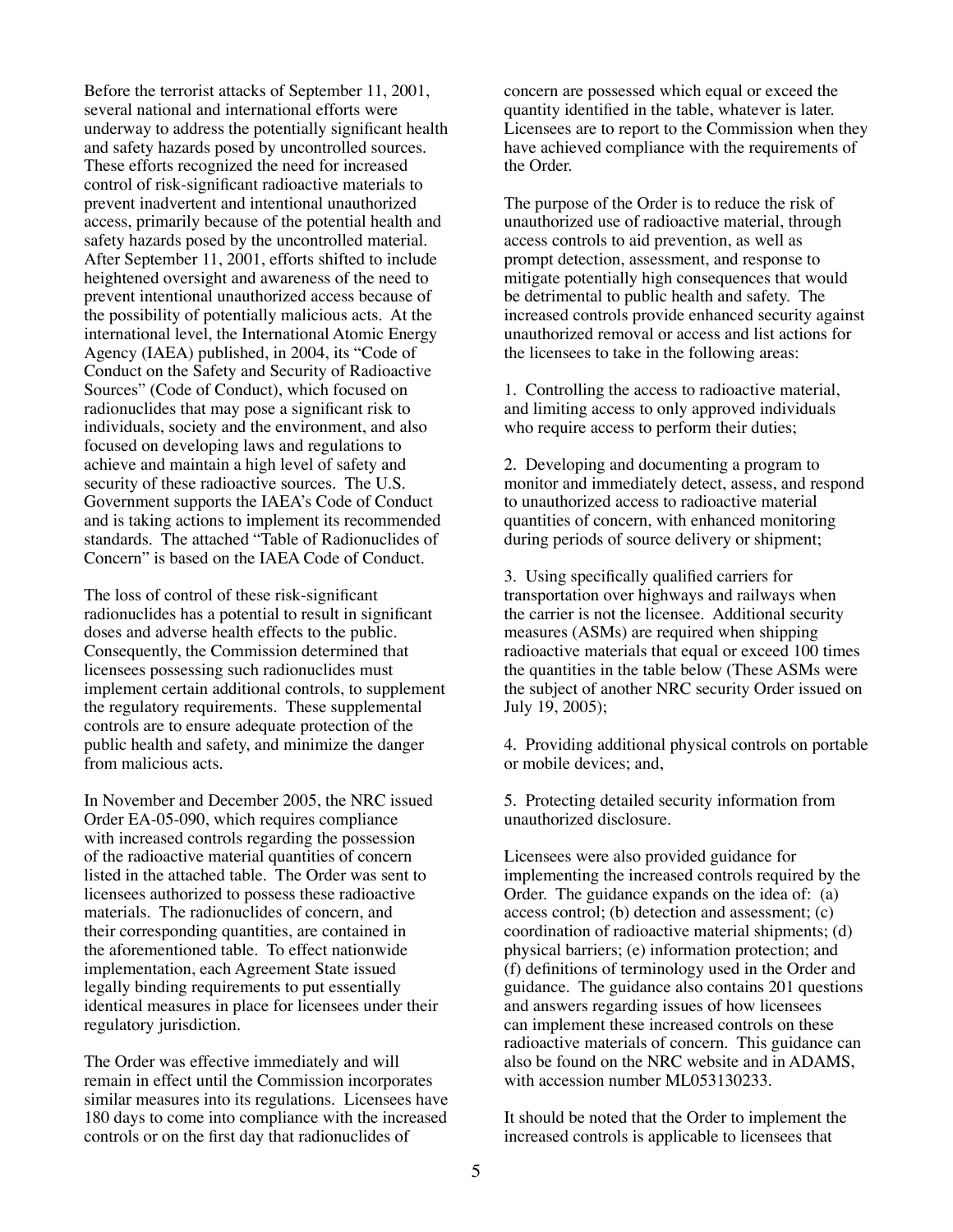Before the terrorist attacks of September 11, 2001, several national and international efforts were underway to address the potentially significant health and safety hazards posed by uncontrolled sources. These efforts recognized the need for increased control of risk-significant radioactive materials to prevent inadvertent and intentional unauthorized access, primarily because of the potential health and safety hazards posed by the uncontrolled material. After September 11, 2001, efforts shifted to include heightened oversight and awareness of the need to prevent intentional unauthorized access because of the possibility of potentially malicious acts. At the international level, the International Atomic Energy Agency (IAEA) published, in 2004, its "Code of Conduct on the Safety and Security of Radioactive Sources" (Code of Conduct), which focused on radionuclides that may pose a significant risk to individuals, society and the environment, and also focused on developing laws and regulations to achieve and maintain a high level of safety and security of these radioactive sources. The U.S. Government supports the IAEA's Code of Conduct and is taking actions to implement its recommended standards. The attached "Table of Radionuclides of Concern" is based on the IAEA Code of Conduct.

The loss of control of these risk-significant radionuclides has a potential to result in significant doses and adverse health effects to the public. Consequently, the Commission determined that licensees possessing such radionuclides must implement certain additional controls, to supplement the regulatory requirements. These supplemental controls are to ensure adequate protection of the public health and safety, and minimize the danger from malicious acts.

In November and December 2005, the NRC issued Order EA-05-090, which requires compliance with increased controls regarding the possession of the radioactive material quantities of concern listed in the attached table. The Order was sent to licensees authorized to possess these radioactive materials. The radionuclides of concern, and their corresponding quantities, are contained in the aforementioned table. To effect nationwide implementation, each Agreement State issued legally binding requirements to put essentially identical measures in place for licensees under their regulatory jurisdiction.

The Order was effective immediately and will remain in effect until the Commission incorporates similar measures into its regulations. Licensees have 180 days to come into compliance with the increased controls or on the first day that radionuclides of concern are possessed which equal or exceed the quantity identified in the table, whatever is later. Licensees are to report to the Commission when they have achieved compliance with the requirements of the Order.

The purpose of the Order is to reduce the risk of unauthorized use of radioactive material, through access controls to aid prevention, as well as prompt detection, assessment, and response to mitigate potentially high consequences that would be detrimental to public health and safety. The increased controls provide enhanced security against unauthorized removal or access and list actions for the licensees to take in the following areas:

1. Controlling the access to radioactive material, and limiting access to only approved individuals who require access to perform their duties;

2. Developing and documenting a program to monitor and immediately detect, assess, and respond to unauthorized access to radioactive material quantities of concern, with enhanced monitoring during periods of source delivery or shipment;

3. Using specifically qualified carriers for transportation over highways and railways when the carrier is not the licensee. Additional security measures (ASMs) are required when shipping radioactive materials that equal or exceed 100 times the quantities in the table below (These ASMs were the subject of another NRC security Order issued on July 19, 2005);

4. Providing additional physical controls on portable or mobile devices; and,

5. Protecting detailed security information from unauthorized disclosure.

Licensees were also provided guidance for implementing the increased controls required by the Order. The guidance expands on the idea of: (a) access control; (b) detection and assessment; (c) coordination of radioactive material shipments; (d) physical barriers; (e) information protection; and (f) definitions of terminology used in the Order and guidance. The guidance also contains 201 questions and answers regarding issues of how licensees can implement these increased controls on these radioactive materials of concern. This guidance can also be found on the NRC website and in ADAMS, with accession number ML053130233.

It should be noted that the Order to implement the increased controls is applicable to licensees that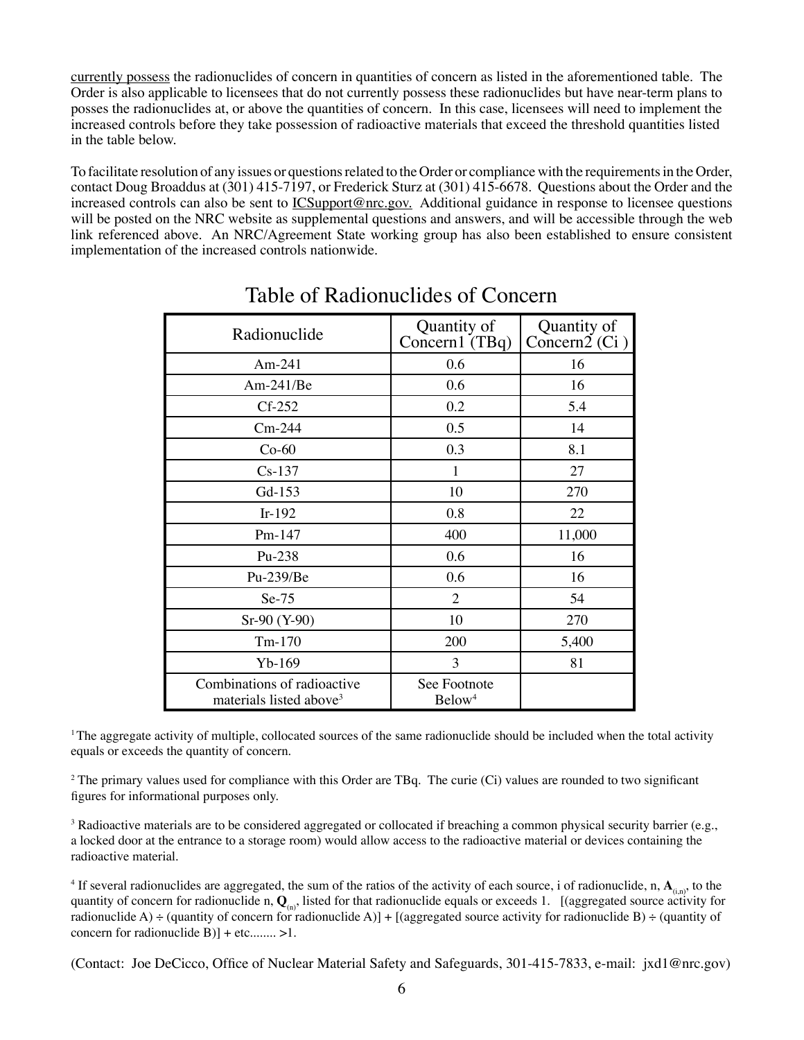currently possess the radionuclides of concern in quantities of concern as listed in the aforementioned table. The Order is also applicable to licensees that do not currently possess these radionuclides but have near-term plans to posses the radionuclides at, or above the quantities of concern. In this case, licensees will need to implement the increased controls before they take possession of radioactive materials that exceed the threshold quantities listed in the table below.

To facilitate resolution of any issues or questions related to the Order or compliance with the requirements in the Order, contact Doug Broaddus at (301) 415-7197, or Frederick Sturz at (301) 415-6678. Questions about the Order and the increased controls can also be sent to ICSupport@nrc.gov. Additional guidance in response to licensee questions will be posted on the NRC website as supplemental questions and answers, and will be accessible through the web link referenced above. An NRC/Agreement State working group has also been established to ensure consistent implementation of the increased controls nationwide.

## Table of Radionuclides of Concern

| Radionuclide | Quantity of Concern[1] (TBq) | Quantity of Concern[2] (Ci) |
|---|---|---|
| Am-241 | 0.6 | 16 |
| Am-241/Be | 0.6 | 16 |
| Cf-252 | 0.2 | 5.4 |
| Cm-244 | 0.5 | 14 |
| Co-60 | 0.3 | 8.1 |
| Cs-137 | 1 | 27 |
| Gd-153 | 10 | 270 |
| Ir-192 | 0.8 | 22 |
| Pm-147 | 400 | 11,000 |
| Pu-238 | 0.6 | 16 |
| Pu-239/Be | 0.6 | 16 |
| Se-75 | 2 | 54 |
| Sr-90 (Y-90) | 10 | 270 |
| Tm-170 | 200 | 5,400 |
| Yb-169 | 3 | 81 |
| Combinations of radioactive materials listed above[3] | See Footnote Below[4] | |

[1] The aggregate activity of multiple, collocated sources of the same radionuclide should be included when the total activity equals or exceeds the quantity of concern.

[2] The primary values used for compliance with this Order are TBq. The curie (Ci) values are rounded to two significant figures for informational purposes only.

[3] Radioactive materials are to be considered aggregated or collocated if breaching a common physical security barrier (e.g., a locked door at the entrance to a storage room) would allow access to the radioactive material or devices containing the radioactive material.

[4] If several radionuclides are aggregated, the sum of the ratios of the activity of each source, i of radionuclide, n, $\mathbf{A}_{(i,n)}$, to the quantity of concern for radionuclide n, $\mathbf{Q}_{(n)}$, listed for that radionuclide equals or exceeds 1. [(aggregated source activity for radionuclide A) ÷ (quantity of concern for radionuclide A)] + [(aggregated source activity for radionuclide B) ÷ (quantity of concern for radionuclide B)] + etc........ >1.

(Contact: Joe DeCicco, Office of Nuclear Material Safety and Safeguards, 301-415-7833, e-mail: jxd1@nrc.gov)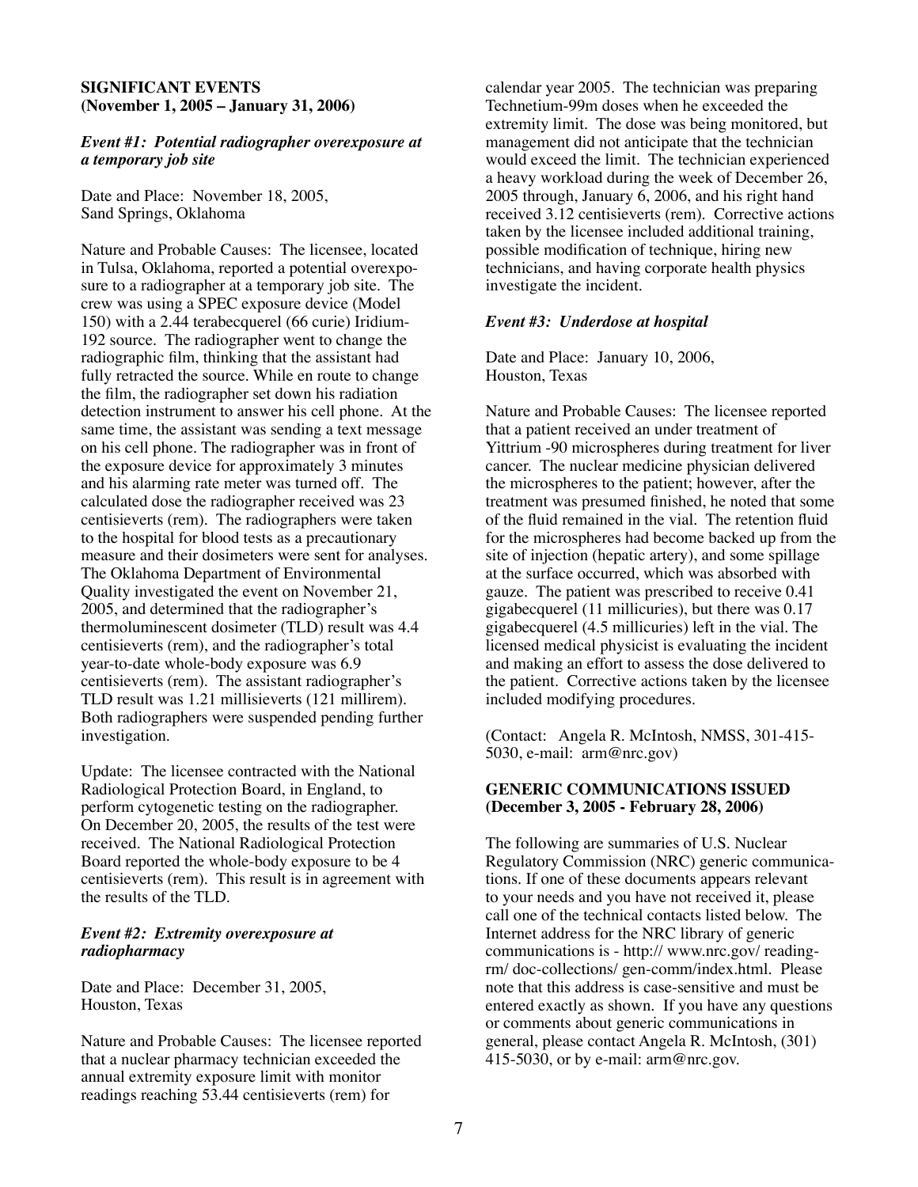## SIGNIFICANT EVENTS (November 1, 2005 – January 31, 2006)

### *Event #1: Potential radiographer overexposure at a temporary job site*

Date and Place: November 18, 2005, Sand Springs, Oklahoma

Nature and Probable Causes: The licensee, located in Tulsa, Oklahoma, reported a potential overexposure to a radiographer at a temporary job site. The crew was using a SPEC exposure device (Model 150) with a 2.44 terabecquerel (66 curie) Iridium-192 source. The radiographer went to change the radiographic film, thinking that the assistant had fully retracted the source. While en route to change the film, the radiographer set down his radiation detection instrument to answer his cell phone. At the same time, the assistant was sending a text message on his cell phone. The radiographer was in front of the exposure device for approximately 3 minutes and his alarming rate meter was turned off. The calculated dose the radiographer received was 23 centisieverts (rem). The radiographers were taken to the hospital for blood tests as a precautionary measure and their dosimeters were sent for analyses. The Oklahoma Department of Environmental Quality investigated the event on November 21, 2005, and determined that the radiographer's thermoluminescent dosimeter (TLD) result was 4.4 centisieverts (rem), and the radiographer's total year-to-date whole-body exposure was 6.9 centisieverts (rem). The assistant radiographer's TLD result was 1.21 millisieverts (121 millirem). Both radiographers were suspended pending further investigation.

Update: The licensee contracted with the National Radiological Protection Board, in England, to perform cytogenetic testing on the radiographer. On December 20, 2005, the results of the test were received. The National Radiological Protection Board reported the whole-body exposure to be 4 centisieverts (rem). This result is in agreement with the results of the TLD.

### *Event #2: Extremity overexposure at radiopharmacy*

Date and Place: December 31, 2005, Houston, Texas

Nature and Probable Causes: The licensee reported that a nuclear pharmacy technician exceeded the annual extremity exposure limit with monitor readings reaching 53.44 centisieverts (rem) for calendar year 2005. The technician was preparing Technetium-99m doses when he exceeded the extremity limit. The dose was being monitored, but management did not anticipate that the technician would exceed the limit. The technician experienced a heavy workload during the week of December 26, 2005 through, January 6, 2006, and his right hand received 3.12 centisieverts (rem). Corrective actions taken by the licensee included additional training, possible modification of technique, hiring new technicians, and having corporate health physics investigate the incident.

### *Event #3: Underdose at hospital*

Date and Place: January 10, 2006, Houston, Texas

Nature and Probable Causes: The licensee reported that a patient received an under treatment of Yittrium -90 microspheres during treatment for liver cancer. The nuclear medicine physician delivered the microspheres to the patient; however, after the treatment was presumed finished, he noted that some of the fluid remained in the vial. The retention fluid for the microspheres had become backed up from the site of injection (hepatic artery), and some spillage at the surface occurred, which was absorbed with gauze. The patient was prescribed to receive 0.41 gigabecquerel (11 millicuries), but there was 0.17 gigabecquerel (4.5 millicuries) left in the vial. The licensed medical physicist is evaluating the incident and making an effort to assess the dose delivered to the patient. Corrective actions taken by the licensee included modifying procedures.

(Contact: Angela R. McIntosh, NMSS, 301-415-5030, e-mail: arm@nrc.gov)

## GENERIC COMMUNICATIONS ISSUED (December 3, 2005 - February 28, 2006)

The following are summaries of U.S. Nuclear Regulatory Commission (NRC) generic communications. If one of these documents appears relevant to your needs and you have not received it, please call one of the technical contacts listed below. The Internet address for the NRC library of generic communications is - http:// www.nrc.gov/ reading-rm/ doc-collections/ gen-comm/index.html. Please note that this address is case-sensitive and must be entered exactly as shown. If you have any questions or comments about generic communications in general, please contact Angela R. McIntosh, (301) 415-5030, or by e-mail: arm@nrc.gov.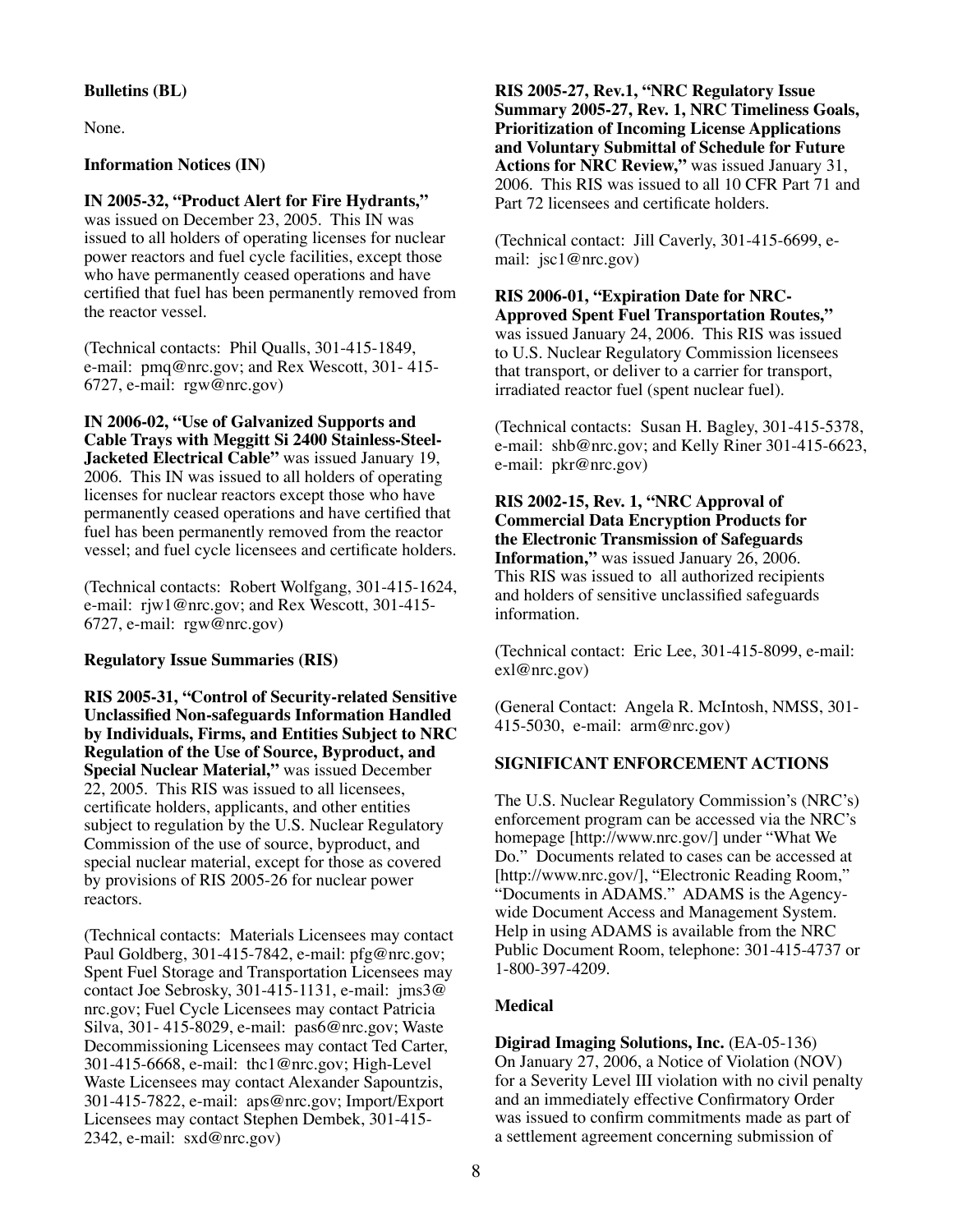**Bulletins (BL)**

None.

**Information Notices (IN)**

**IN 2005-32, "Product Alert for Fire Hydrants,"** was issued on December 23, 2005. This IN was issued to all holders of operating licenses for nuclear power reactors and fuel cycle facilities, except those who have permanently ceased operations and have certified that fuel has been permanently removed from the reactor vessel.

(Technical contacts: Phil Qualls, 301-415-1849, e-mail: pmq@nrc.gov; and Rex Wescott, 301- 415-6727, e-mail: rgw@nrc.gov)

**IN 2006-02, "Use of Galvanized Supports and Cable Trays with Meggitt Si 2400 Stainless-Steel-Jacketed Electrical Cable"** was issued January 19, 2006. This IN was issued to all holders of operating licenses for nuclear reactors except those who have permanently ceased operations and have certified that fuel has been permanently removed from the reactor vessel; and fuel cycle licensees and certificate holders.

(Technical contacts: Robert Wolfgang, 301-415-1624, e-mail: rjw1@nrc.gov; and Rex Wescott, 301-415-6727, e-mail: rgw@nrc.gov)

**Regulatory Issue Summaries (RIS)**

**RIS 2005-31, "Control of Security-related Sensitive Unclassified Non-safeguards Information Handled by Individuals, Firms, and Entities Subject to NRC Regulation of the Use of Source, Byproduct, and Special Nuclear Material,"** was issued December 22, 2005. This RIS was issued to all licensees, certificate holders, applicants, and other entities subject to regulation by the U.S. Nuclear Regulatory Commission of the use of source, byproduct, and special nuclear material, except for those as covered by provisions of RIS 2005-26 for nuclear power reactors.

(Technical contacts: Materials Licensees may contact Paul Goldberg, 301-415-7842, e-mail: pfg@nrc.gov; Spent Fuel Storage and Transportation Licensees may contact Joe Sebrosky, 301-415-1131, e-mail: jms3@nrc.gov; Fuel Cycle Licensees may contact Patricia Silva, 301- 415-8029, e-mail: pas6@nrc.gov; Waste Decommissioning Licensees may contact Ted Carter, 301-415-6668, e-mail: thc1@nrc.gov; High-Level Waste Licensees may contact Alexander Sapountzis, 301-415-7822, e-mail: aps@nrc.gov; Import/Export Licensees may contact Stephen Dembek, 301-415-2342, e-mail: sxd@nrc.gov)

**RIS 2005-27, Rev.1, "NRC Regulatory Issue Summary 2005-27, Rev. 1, NRC Timeliness Goals, Prioritization of Incoming License Applications and Voluntary Submittal of Schedule for Future Actions for NRC Review,"** was issued January 31, 2006. This RIS was issued to all 10 CFR Part 71 and Part 72 licensees and certificate holders.

(Technical contact: Jill Caverly, 301-415-6699, e-mail: jsc1@nrc.gov)

**RIS 2006-01, "Expiration Date for NRC-Approved Spent Fuel Transportation Routes,"** was issued January 24, 2006. This RIS was issued to U.S. Nuclear Regulatory Commission licensees that transport, or deliver to a carrier for transport, irradiated reactor fuel (spent nuclear fuel).

(Technical contacts: Susan H. Bagley, 301-415-5378, e-mail: shb@nrc.gov; and Kelly Riner 301-415-6623, e-mail: pkr@nrc.gov)

**RIS 2002-15, Rev. 1, "NRC Approval of Commercial Data Encryption Products for the Electronic Transmission of Safeguards Information,"** was issued January 26, 2006. This RIS was issued to all authorized recipients and holders of sensitive unclassified safeguards information.

(Technical contact: Eric Lee, 301-415-8099, e-mail: exl@nrc.gov)

(General Contact: Angela R. McIntosh, NMSS, 301-415-5030, e-mail: arm@nrc.gov)

**SIGNIFICANT ENFORCEMENT ACTIONS**

The U.S. Nuclear Regulatory Commission's (NRC's) enforcement program can be accessed via the NRC's homepage [http://www.nrc.gov/] under "What We Do." Documents related to cases can be accessed at [http://www.nrc.gov/], "Electronic Reading Room," "Documents in ADAMS." ADAMS is the Agency-wide Document Access and Management System. Help in using ADAMS is available from the NRC Public Document Room, telephone: 301-415-4737 or 1-800-397-4209.

**Medical**

**Digirad Imaging Solutions, Inc.** (EA-05-136)
On January 27, 2006, a Notice of Violation (NOV) for a Severity Level III violation with no civil penalty and an immediately effective Confirmatory Order was issued to confirm commitments made as part of a settlement agreement concerning submission of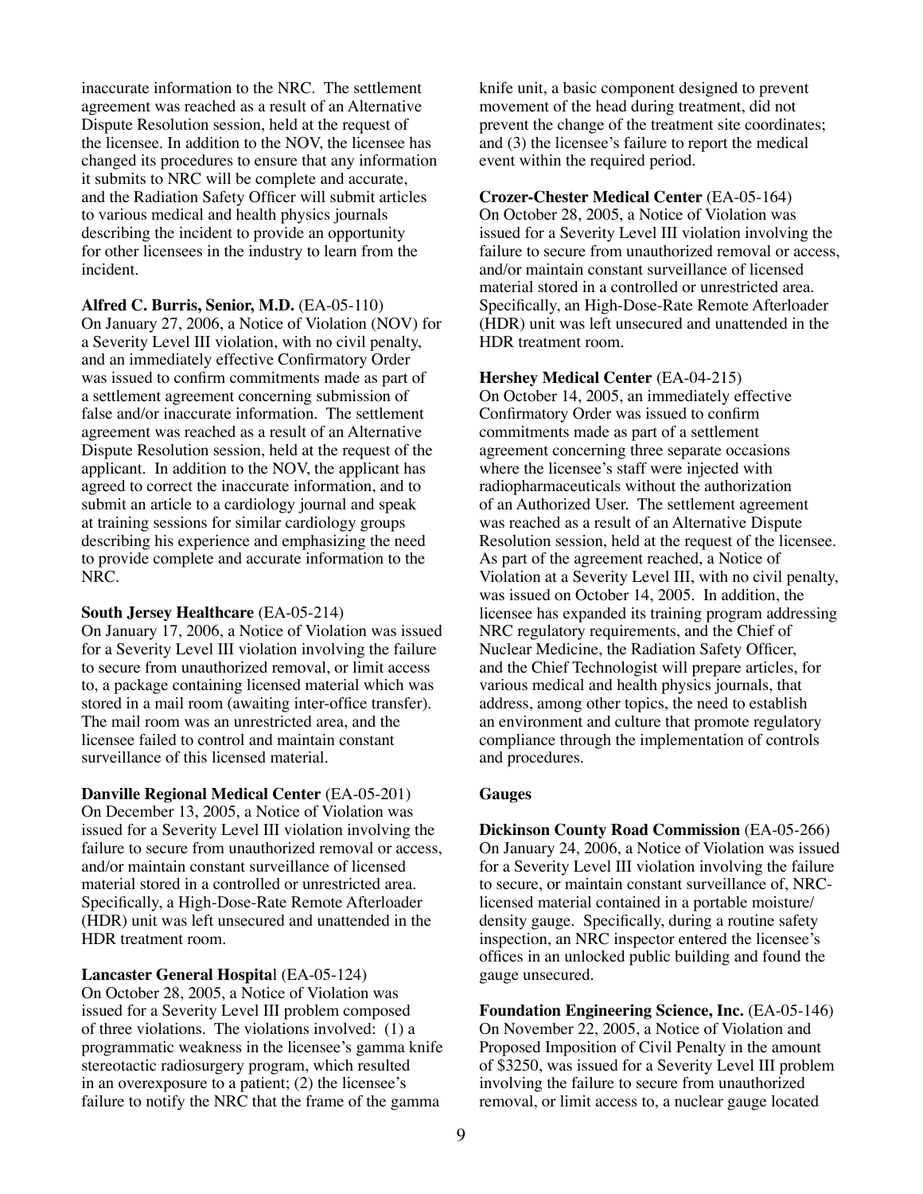inaccurate information to the NRC. The settlement agreement was reached as a result of an Alternative Dispute Resolution session, held at the request of the licensee. In addition to the NOV, the licensee has changed its procedures to ensure that any information it submits to NRC will be complete and accurate, and the Radiation Safety Officer will submit articles to various medical and health physics journals describing the incident to provide an opportunity for other licensees in the industry to learn from the incident.

**Alfred C. Burris, Senior, M.D.** (EA-05-110)
On January 27, 2006, a Notice of Violation (NOV) for a Severity Level III violation, with no civil penalty, and an immediately effective Confirmatory Order was issued to confirm commitments made as part of a settlement agreement concerning submission of false and/or inaccurate information. The settlement agreement was reached as a result of an Alternative Dispute Resolution session, held at the request of the applicant. In addition to the NOV, the applicant has agreed to correct the inaccurate information, and to submit an article to a cardiology journal and speak at training sessions for similar cardiology groups describing his experience and emphasizing the need to provide complete and accurate information to the NRC.

**South Jersey Healthcare** (EA-05-214)
On January 17, 2006, a Notice of Violation was issued for a Severity Level III violation involving the failure to secure from unauthorized removal, or limit access to, a package containing licensed material which was stored in a mail room (awaiting inter-office transfer). The mail room was an unrestricted area, and the licensee failed to control and maintain constant surveillance of this licensed material.

**Danville Regional Medical Center** (EA-05-201)
On December 13, 2005, a Notice of Violation was issued for a Severity Level III violation involving the failure to secure from unauthorized removal or access, and/or maintain constant surveillance of licensed material stored in a controlled or unrestricted area. Specifically, a High-Dose-Rate Remote Afterloader (HDR) unit was left unsecured and unattended in the HDR treatment room.

**Lancaster General Hospital** (EA-05-124)
On October 28, 2005, a Notice of Violation was issued for a Severity Level III problem composed of three violations. The violations involved: (1) a programmatic weakness in the licensee's gamma knife stereotactic radiosurgery program, which resulted in an overexposure to a patient; (2) the licensee's failure to notify the NRC that the frame of the gamma knife unit, a basic component designed to prevent movement of the head during treatment, did not prevent the change of the treatment site coordinates; and (3) the licensee's failure to report the medical event within the required period.

**Crozer-Chester Medical Center** (EA-05-164)
On October 28, 2005, a Notice of Violation was issued for a Severity Level III violation involving the failure to secure from unauthorized removal or access, and/or maintain constant surveillance of licensed material stored in a controlled or unrestricted area. Specifically, an High-Dose-Rate Remote Afterloader (HDR) unit was left unsecured and unattended in the HDR treatment room.

**Hershey Medical Center** (EA-04-215)
On October 14, 2005, an immediately effective Confirmatory Order was issued to confirm commitments made as part of a settlement agreement concerning three separate occasions where the licensee's staff were injected with radiopharmaceuticals without the authorization of an Authorized User. The settlement agreement was reached as a result of an Alternative Dispute Resolution session, held at the request of the licensee. As part of the agreement reached, a Notice of Violation at a Severity Level III, with no civil penalty, was issued on October 14, 2005. In addition, the licensee has expanded its training program addressing NRC regulatory requirements, and the Chief of Nuclear Medicine, the Radiation Safety Officer, and the Chief Technologist will prepare articles, for various medical and health physics journals, that address, among other topics, the need to establish an environment and culture that promote regulatory compliance through the implementation of controls and procedures.

### Gauges

**Dickinson County Road Commission** (EA-05-266)
On January 24, 2006, a Notice of Violation was issued for a Severity Level III violation involving the failure to secure, or maintain constant surveillance of, NRC-licensed material contained in a portable moisture/density gauge. Specifically, during a routine safety inspection, an NRC inspector entered the licensee's offices in an unlocked public building and found the gauge unsecured.

**Foundation Engineering Science, Inc.** (EA-05-146)
On November 22, 2005, a Notice of Violation and Proposed Imposition of Civil Penalty in the amount of $3250, was issued for a Severity Level III problem involving the failure to secure from unauthorized removal, or limit access to, a nuclear gauge located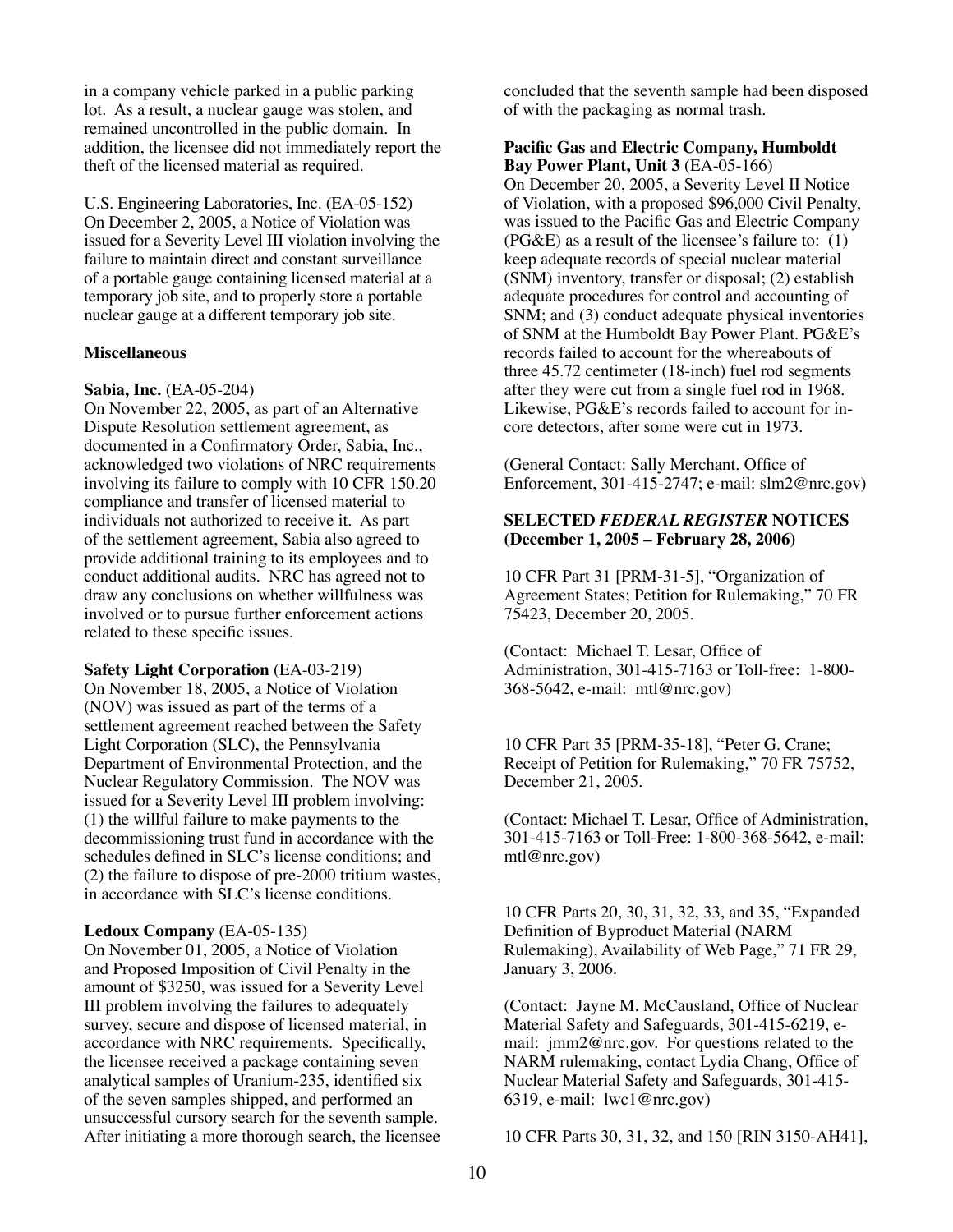in a company vehicle parked in a public parking lot. As a result, a nuclear gauge was stolen, and remained uncontrolled in the public domain. In addition, the licensee did not immediately report the theft of the licensed material as required.

U.S. Engineering Laboratories, Inc. (EA-05-152)
On December 2, 2005, a Notice of Violation was issued for a Severity Level III violation involving the failure to maintain direct and constant surveillance of a portable gauge containing licensed material at a temporary job site, and to properly store a portable nuclear gauge at a different temporary job site.

**Miscellaneous**

**Sabia, Inc.** (EA-05-204)
On November 22, 2005, as part of an Alternative Dispute Resolution settlement agreement, as documented in a Confirmatory Order, Sabia, Inc., acknowledged two violations of NRC requirements involving its failure to comply with 10 CFR 150.20 compliance and transfer of licensed material to individuals not authorized to receive it. As part of the settlement agreement, Sabia also agreed to provide additional training to its employees and to conduct additional audits. NRC has agreed not to draw any conclusions on whether willfulness was involved or to pursue further enforcement actions related to these specific issues.

**Safety Light Corporation** (EA-03-219)
On November 18, 2005, a Notice of Violation (NOV) was issued as part of the terms of a settlement agreement reached between the Safety Light Corporation (SLC), the Pennsylvania Department of Environmental Protection, and the Nuclear Regulatory Commission. The NOV was issued for a Severity Level III problem involving: (1) the willful failure to make payments to the decommissioning trust fund in accordance with the schedules defined in SLC's license conditions; and (2) the failure to dispose of pre-2000 tritium wastes, in accordance with SLC's license conditions.

**Ledoux Company** (EA-05-135)
On November 01, 2005, a Notice of Violation and Proposed Imposition of Civil Penalty in the amount of $3250, was issued for a Severity Level III problem involving the failures to adequately survey, secure and dispose of licensed material, in accordance with NRC requirements. Specifically, the licensee received a package containing seven analytical samples of Uranium-235, identified six of the seven samples shipped, and performed an unsuccessful cursory search for the seventh sample. After initiating a more thorough search, the licensee concluded that the seventh sample had been disposed of with the packaging as normal trash.

**Pacific Gas and Electric Company, Humboldt Bay Power Plant, Unit 3** (EA-05-166)
On December 20, 2005, a Severity Level II Notice of Violation, with a proposed $96,000 Civil Penalty, was issued to the Pacific Gas and Electric Company (PG&E) as a result of the licensee's failure to: (1) keep adequate records of special nuclear material (SNM) inventory, transfer or disposal; (2) establish adequate procedures for control and accounting of SNM; and (3) conduct adequate physical inventories of SNM at the Humboldt Bay Power Plant. PG&E's records failed to account for the whereabouts of three 45.72 centimeter (18-inch) fuel rod segments after they were cut from a single fuel rod in 1968. Likewise, PG&E's records failed to account for in-core detectors, after some were cut in 1973.

(General Contact: Sally Merchant. Office of Enforcement, 301-415-2747; e-mail: slm2@nrc.gov)

**SELECTED *FEDERAL REGISTER* NOTICES (December 1, 2005 – February 28, 2006)**

10 CFR Part 31 [PRM-31-5], "Organization of Agreement States; Petition for Rulemaking," 70 FR 75423, December 20, 2005.

(Contact: Michael T. Lesar, Office of Administration, 301-415-7163 or Toll-free: 1-800-368-5642, e-mail: mtl@nrc.gov)

10 CFR Part 35 [PRM-35-18], "Peter G. Crane; Receipt of Petition for Rulemaking," 70 FR 75752, December 21, 2005.

(Contact: Michael T. Lesar, Office of Administration, 301-415-7163 or Toll-Free: 1-800-368-5642, e-mail: mtl@nrc.gov)

10 CFR Parts 20, 30, 31, 32, 33, and 35, "Expanded Definition of Byproduct Material (NARM Rulemaking), Availability of Web Page," 71 FR 29, January 3, 2006.

(Contact: Jayne M. McCausland, Office of Nuclear Material Safety and Safeguards, 301-415-6219, e-mail: jmm2@nrc.gov. For questions related to the NARM rulemaking, contact Lydia Chang, Office of Nuclear Material Safety and Safeguards, 301-415-6319, e-mail: lwc1@nrc.gov)

10 CFR Parts 30, 31, 32, and 150 [RIN 3150-AH41],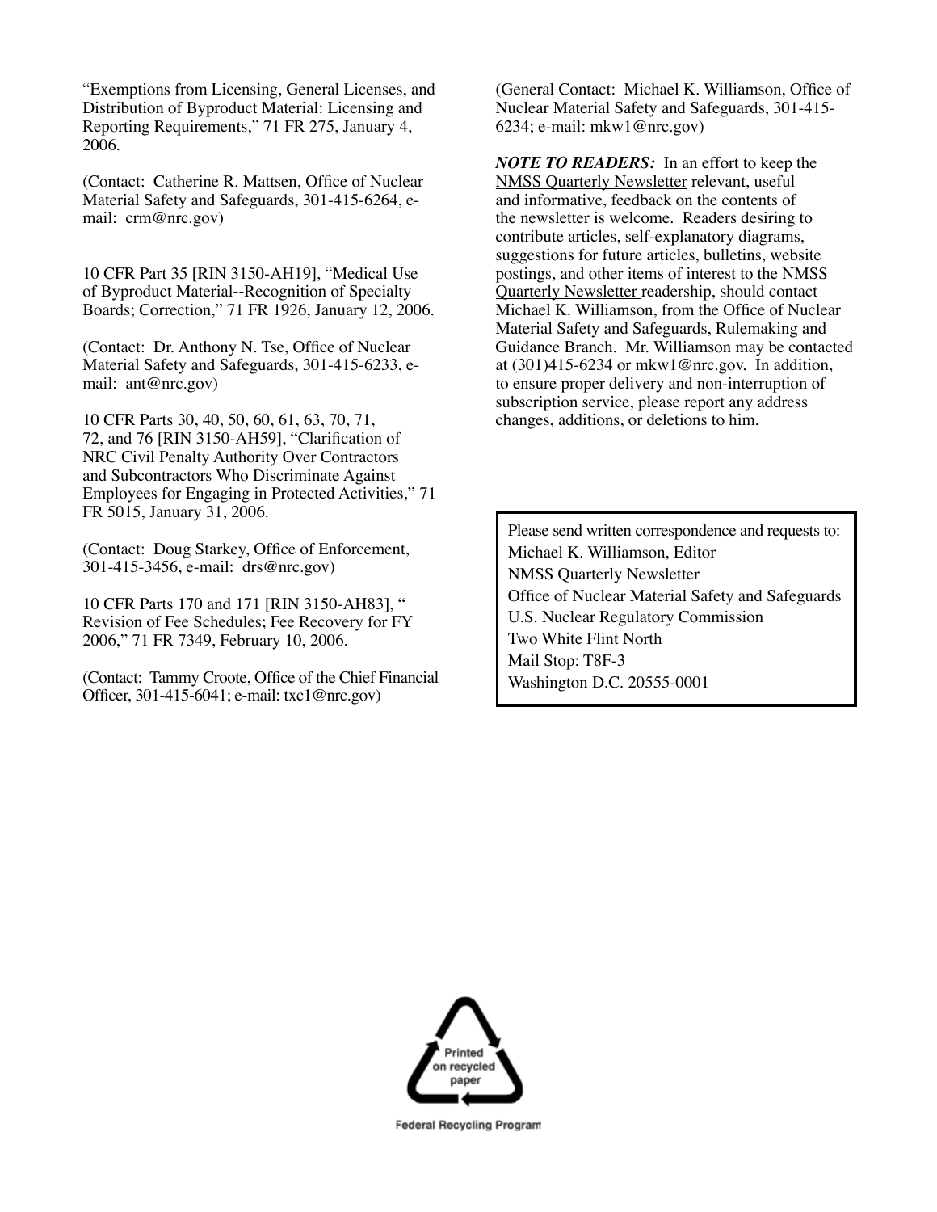"Exemptions from Licensing, General Licenses, and Distribution of Byproduct Material: Licensing and Reporting Requirements," 71 FR 275, January 4, 2006.

(Contact: Catherine R. Mattsen, Office of Nuclear Material Safety and Safeguards, 301-415-6264, e-mail: crm@nrc.gov)

10 CFR Part 35 [RIN 3150-AH19], "Medical Use of Byproduct Material--Recognition of Specialty Boards; Correction," 71 FR 1926, January 12, 2006.

(Contact: Dr. Anthony N. Tse, Office of Nuclear Material Safety and Safeguards, 301-415-6233, e-mail: ant@nrc.gov)

10 CFR Parts 30, 40, 50, 60, 61, 63, 70, 71, 72, and 76 [RIN 3150-AH59], "Clarification of NRC Civil Penalty Authority Over Contractors and Subcontractors Who Discriminate Against Employees for Engaging in Protected Activities," 71 FR 5015, January 31, 2006.

(Contact: Doug Starkey, Office of Enforcement, 301-415-3456, e-mail: drs@nrc.gov)

10 CFR Parts 170 and 171 [RIN 3150-AH83], " Revision of Fee Schedules; Fee Recovery for FY 2006," 71 FR 7349, February 10, 2006.

(Contact: Tammy Croote, Office of the Chief Financial Officer, 301-415-6041; e-mail: txc1@nrc.gov)

(General Contact: Michael K. Williamson, Office of Nuclear Material Safety and Safeguards, 301-415-6234; e-mail: mkw1@nrc.gov)

***NOTE TO READERS:*** In an effort to keep the NMSS Quarterly Newsletter relevant, useful and informative, feedback on the contents of the newsletter is welcome. Readers desiring to contribute articles, self-explanatory diagrams, suggestions for future articles, bulletins, website postings, and other items of interest to the NMSS Quarterly Newsletter readership, should contact Michael K. Williamson, from the Office of Nuclear Material Safety and Safeguards, Rulemaking and Guidance Branch. Mr. Williamson may be contacted at (301)415-6234 or mkw1@nrc.gov. In addition, to ensure proper delivery and non-interruption of subscription service, please report any address changes, additions, or deletions to him.

Please send written correspondence and requests to:
Michael K. Williamson, Editor
NMSS Quarterly Newsletter
Office of Nuclear Material Safety and Safeguards
U.S. Nuclear Regulatory Commission
Two White Flint North
Mail Stop: T8F-3
Washington D.C. 20555-0001

Printed on recycled paper

Federal Recycling Program